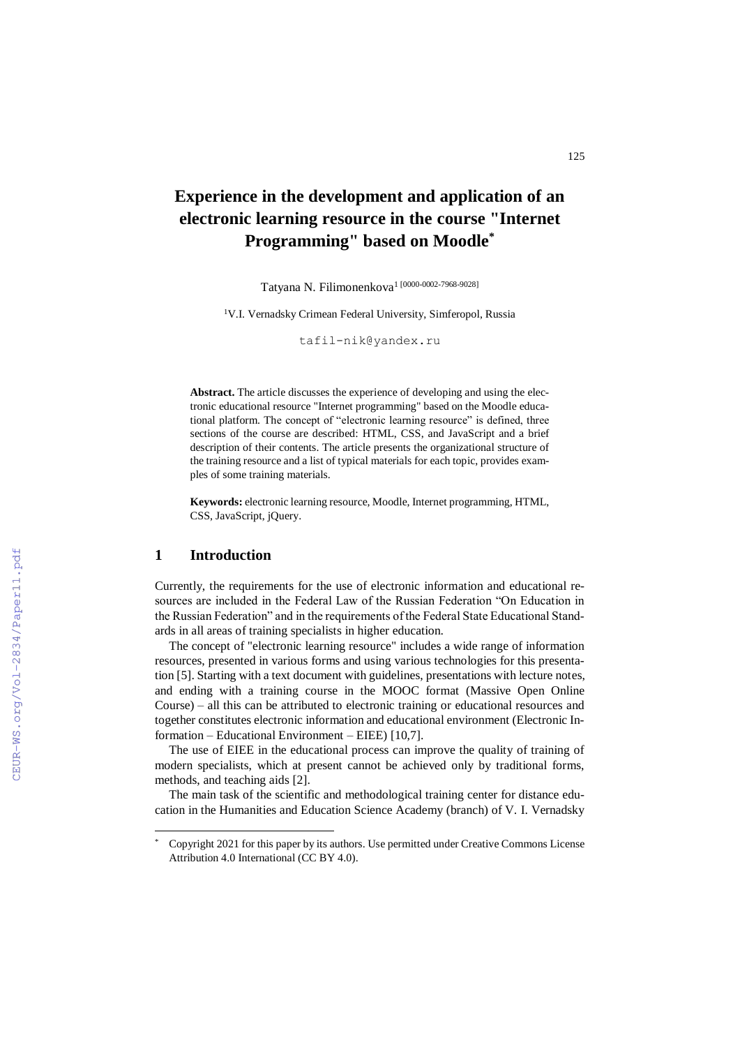# Experience in the development and application of an electronic learning resource in the course "Internet Programming" based on Moodle*

Tatyana N. Filimonenkova[1] [0000-0002-7968-9028]

[1]V.I. Vernadsky Crimean Federal University, Simferopol, Russia

tafil-nik@yandex.ru

**Abstract.** The article discusses the experience of developing and using the electronic educational resource "Internet programming" based on the Moodle educational platform. The concept of "electronic learning resource" is defined, three sections of the course are described: HTML, CSS, and JavaScript and a brief description of their contents. The article presents the organizational structure of the training resource and a list of typical materials for each topic, provides examples of some training materials.

**Keywords:** electronic learning resource, Moodle, Internet programming, HTML, CSS, JavaScript, jQuery.

## 1 Introduction

Currently, the requirements for the use of electronic information and educational resources are included in the Federal Law of the Russian Federation "On Education in the Russian Federation" and in the requirements of the Federal State Educational Standards in all areas of training specialists in higher education.

The concept of "electronic learning resource" includes a wide range of information resources, presented in various forms and using various technologies for this presentation [5]. Starting with a text document with guidelines, presentations with lecture notes, and ending with a training course in the MOOC format (Massive Open Online Course) – all this can be attributed to electronic training or educational resources and together constitutes electronic information and educational environment (Electronic Information – Educational Environment – EIEE) [10,7].

The use of EIEE in the educational process can improve the quality of training of modern specialists, which at present cannot be achieved only by traditional forms, methods, and teaching aids [2].

The main task of the scientific and methodological training center for distance education in the Humanities and Education Science Academy (branch) of V. I. Vernadsky

* Copyright 2021 for this paper by its authors. Use permitted under Creative Commons License Attribution 4.0 International (CC BY 4.0).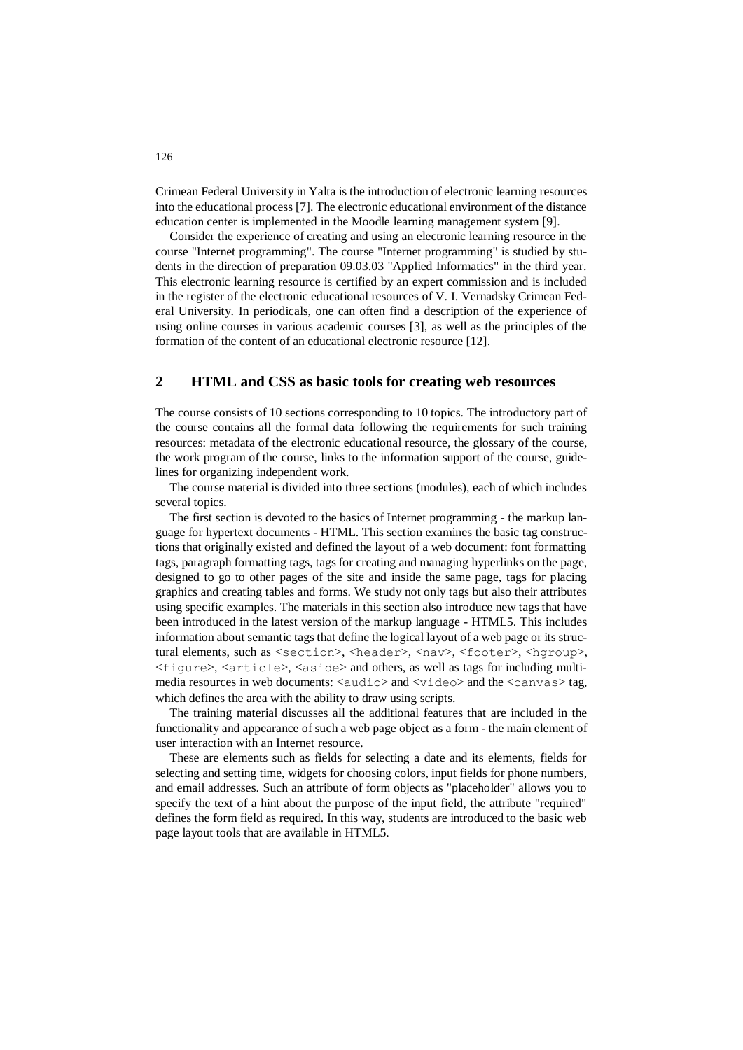Crimean Federal University in Yalta is the introduction of electronic learning resources into the educational process [7]. The electronic educational environment of the distance education center is implemented in the Moodle learning management system [9].

Consider the experience of creating and using an electronic learning resource in the course "Internet programming". The course "Internet programming" is studied by students in the direction of preparation 09.03.03 "Applied Informatics" in the third year. This electronic learning resource is certified by an expert commission and is included in the register of the electronic educational resources of V. I. Vernadsky Crimean Federal University. In periodicals, one can often find a description of the experience of using online courses in various academic courses [3], as well as the principles of the formation of the content of an educational electronic resource [12].

## 2 HTML and CSS as basic tools for creating web resources

The course consists of 10 sections corresponding to 10 topics. The introductory part of the course contains all the formal data following the requirements for such training resources: metadata of the electronic educational resource, the glossary of the course, the work program of the course, links to the information support of the course, guidelines for organizing independent work.

The course material is divided into three sections (modules), each of which includes several topics.

The first section is devoted to the basics of Internet programming - the markup language for hypertext documents - HTML. This section examines the basic tag constructions that originally existed and defined the layout of a web document: font formatting tags, paragraph formatting tags, tags for creating and managing hyperlinks on the page, designed to go to other pages of the site and inside the same page, tags for placing graphics and creating tables and forms. We study not only tags but also their attributes using specific examples. The materials in this section also introduce new tags that have been introduced in the latest version of the markup language - HTML5. This includes information about semantic tags that define the logical layout of a web page or its structural elements, such as `<section>`, `<header>`, `<nav>`, `<footer>`, `<hgroup>`, `<figure>`, `<article>`, `<aside>` and others, as well as tags for including multimedia resources in web documents: `<audio>` and `<video>` and the `<canvas>` tag, which defines the area with the ability to draw using scripts.

The training material discusses all the additional features that are included in the functionality and appearance of such a web page object as a form - the main element of user interaction with an Internet resource.

These are elements such as fields for selecting a date and its elements, fields for selecting and setting time, widgets for choosing colors, input fields for phone numbers, and email addresses. Such an attribute of form objects as "placeholder" allows you to specify the text of a hint about the purpose of the input field, the attribute "required" defines the form field as required. In this way, students are introduced to the basic web page layout tools that are available in HTML5.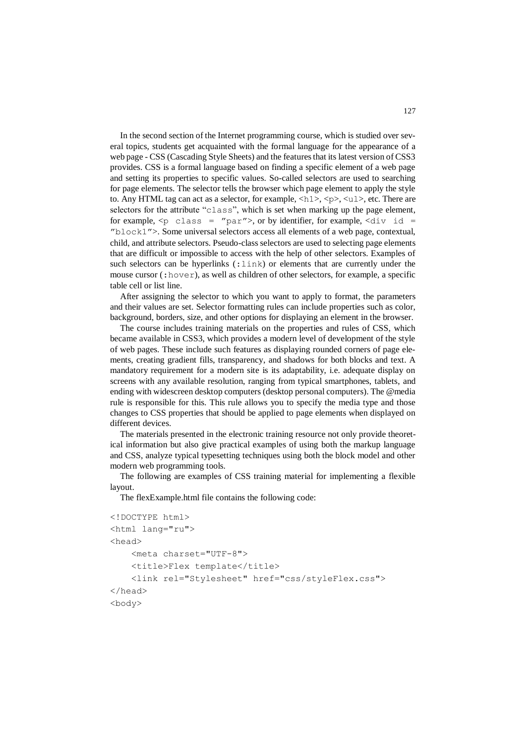In the second section of the Internet programming course, which is studied over several topics, students get acquainted with the formal language for the appearance of a web page - CSS (Cascading Style Sheets) and the features that its latest version of CSS3 provides. CSS is a formal language based on finding a specific element of a web page and setting its properties to specific values. So-called selectors are used to searching for page elements. The selector tells the browser which page element to apply the style to. Any HTML tag can act as a selector, for example, `<h1>`, `<p>`, `<ul>`, etc. There are selectors for the attribute "`class`", which is set when marking up the page element, for example, `<p class = "par">`, or by identifier, for example, `<div id = "block1">`. Some universal selectors access all elements of a web page, contextual, child, and attribute selectors. Pseudo-class selectors are used to selecting page elements that are difficult or impossible to access with the help of other selectors. Examples of such selectors can be hyperlinks (`:link`) or elements that are currently under the mouse cursor (`:hover`), as well as children of other selectors, for example, a specific table cell or list line.

After assigning the selector to which you want to apply to format, the parameters and their values are set. Selector formatting rules can include properties such as color, background, borders, size, and other options for displaying an element in the browser.

The course includes training materials on the properties and rules of CSS, which became available in CSS3, which provides a modern level of development of the style of web pages. These include such features as displaying rounded corners of page elements, creating gradient fills, transparency, and shadows for both blocks and text. A mandatory requirement for a modern site is its adaptability, i.e. adequate display on screens with any available resolution, ranging from typical smartphones, tablets, and ending with widescreen desktop computers (desktop personal computers). The @media rule is responsible for this. This rule allows you to specify the media type and those changes to CSS properties that should be applied to page elements when displayed on different devices.

The materials presented in the electronic training resource not only provide theoretical information but also give practical examples of using both the markup language and CSS, analyze typical typesetting techniques using both the block model and other modern web programming tools.

The following are examples of CSS training material for implementing a flexible layout.

The flexExample.html file contains the following code:

```
<!DOCTYPE html>
<html lang="ru">
<head>
    <meta charset="UTF-8">
    <title>Flex template</title>
    <link rel="Stylesheet" href="css/styleFlex.css">
</head>
<body>
```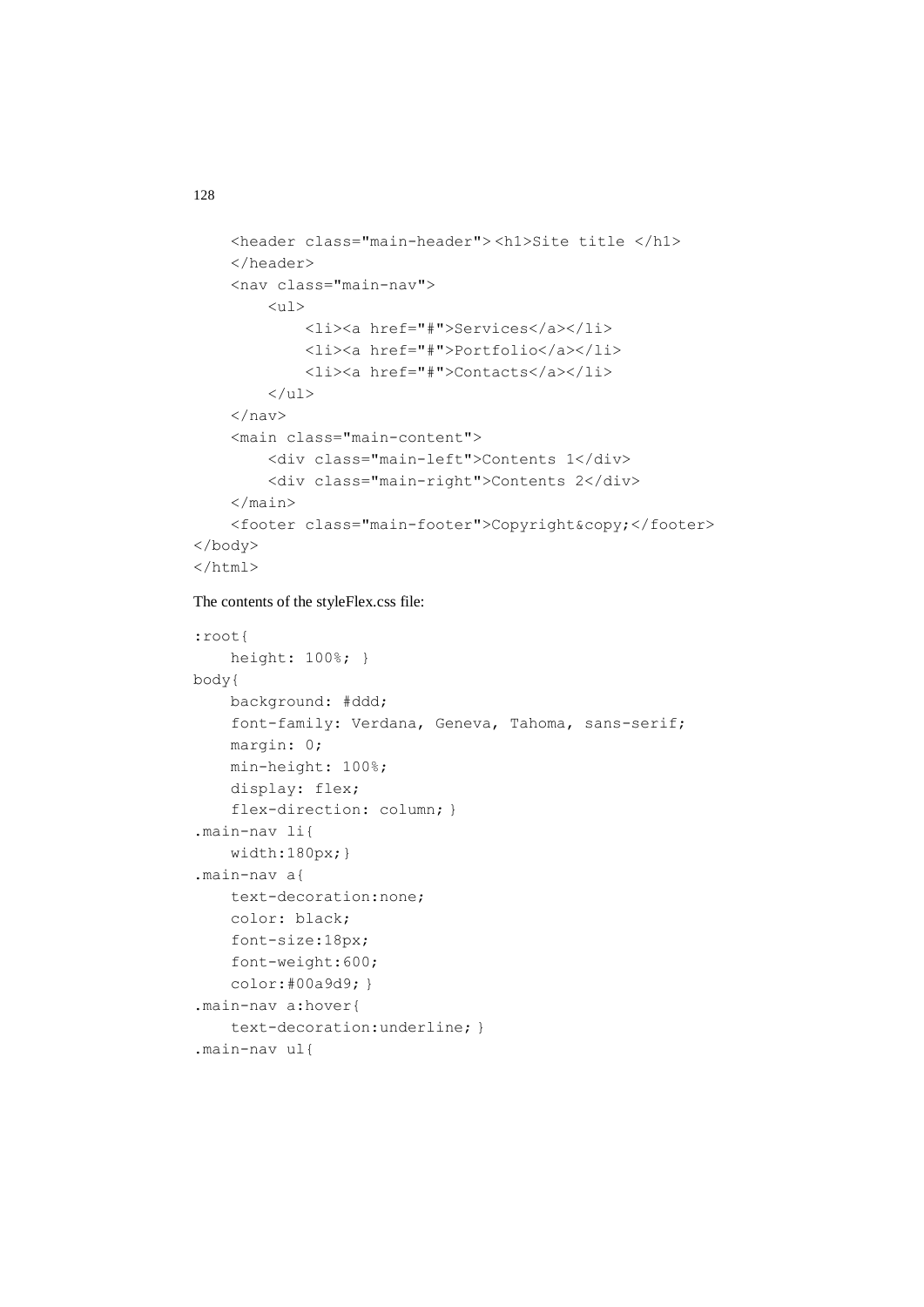```
    <header class="main-header"><h1>Site title </h1>
    </header>
    <nav class="main-nav">
        <ul>
            <li><a href="#">Services</a></li>
            <li><a href="#">Portfolio</a></li>
            <li><a href="#">Contacts</a></li>
        </ul>
    </nav>
    <main class="main-content">
        <div class="main-left">Contents 1</div>
        <div class="main-right">Contents 2</div>
    </main>
    <footer class="main-footer">Copyright&copy;</footer>
</body>
</html>
```

The contents of the styleFlex.css file:

```
:root{
    height: 100%; }
body{
    background: #ddd;
    font-family: Verdana, Geneva, Tahoma, sans-serif;
    margin: 0;
    min-height: 100%;
    display: flex;
    flex-direction: column; }
.main-nav li{
    width:180px;}
.main-nav a{
    text-decoration:none;
    color: black;
    font-size:18px;
    font-weight:600;
    color:#00a9d9; }
.main-nav a:hover{
    text-decoration:underline; }
.main-nav ul{
```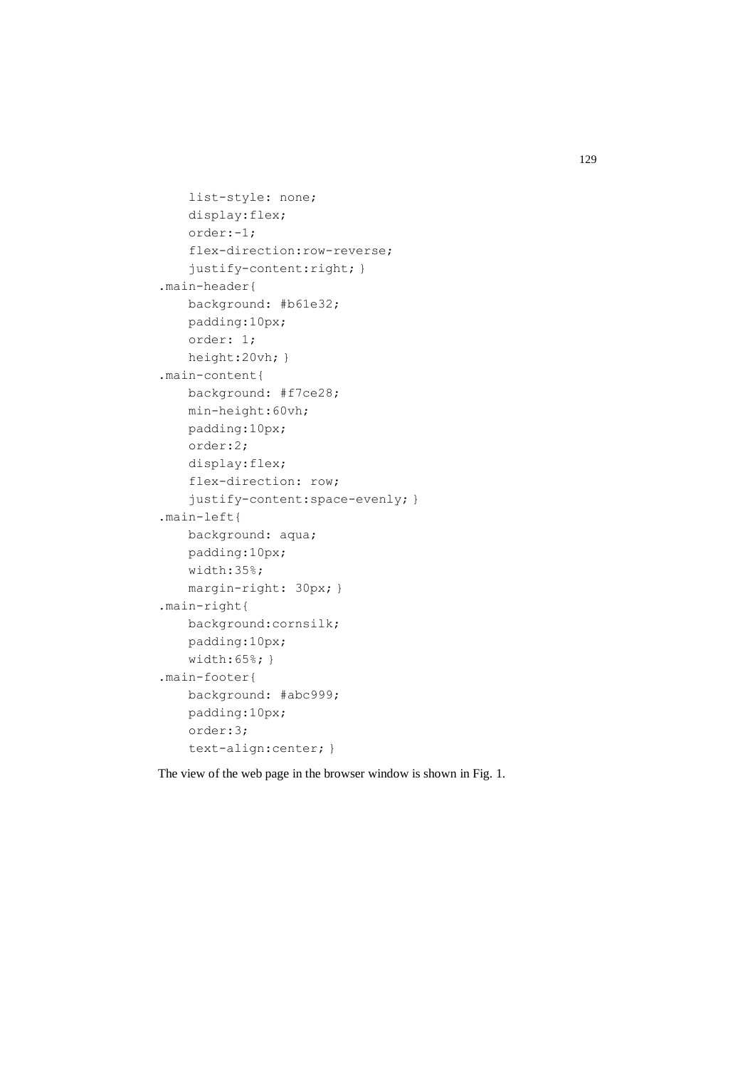```
    list-style: none;
    display:flex;
    order:-1;
    flex-direction:row-reverse;
    justify-content:right; }
.main-header{
    background: #b61e32;
    padding:10px;
    order: 1;
    height:20vh; }
.main-content{
    background: #f7ce28;
    min-height:60vh;
    padding:10px;
    order:2;
    display:flex;
    flex-direction: row;
    justify-content:space-evenly; }
.main-left{
    background: aqua;
    padding:10px;
    width:35%;
    margin-right: 30px; }
.main-right{
    background:cornsilk;
    padding:10px;
    width:65%; }
.main-footer{
    background: #abc999;
    padding:10px;
    order:3;
    text-align:center; }
```

The view of the web page in the browser window is shown in Fig. 1.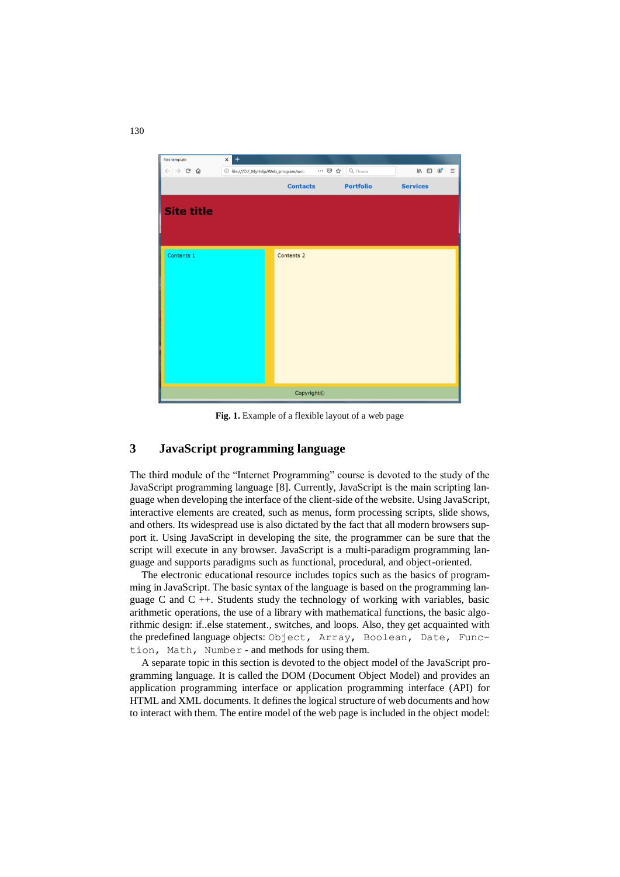**Fig. 1.** Example of a flexible layout of a web page

## 3 JavaScript programming language

The third module of the "Internet Programming" course is devoted to the study of the JavaScript programming language [8]. Currently, JavaScript is the main scripting language when developing the interface of the client-side of the website. Using JavaScript, interactive elements are created, such as menus, form processing scripts, slide shows, and others. Its widespread use is also dictated by the fact that all modern browsers support it. Using JavaScript in developing the site, the programmer can be sure that the script will execute in any browser. JavaScript is a multi-paradigm programming language and supports paradigms such as functional, procedural, and object-oriented.

The electronic educational resource includes topics such as the basics of programming in JavaScript. The basic syntax of the language is based on the programming language C and C ++. Students study the technology of working with variables, basic arithmetic operations, the use of a library with mathematical functions, the basic algorithmic design: if..else statement., switches, and loops. Also, they get acquainted with the predefined language objects: `Object`, `Array`, `Boolean`, `Date`, `Function`, `Math`, `Number` - and methods for using them.

A separate topic in this section is devoted to the object model of the JavaScript programming language. It is called the DOM (Document Object Model) and provides an application programming interface or application programming interface (API) for HTML and XML documents. It defines the logical structure of web documents and how to interact with them. The entire model of the web page is included in the object model: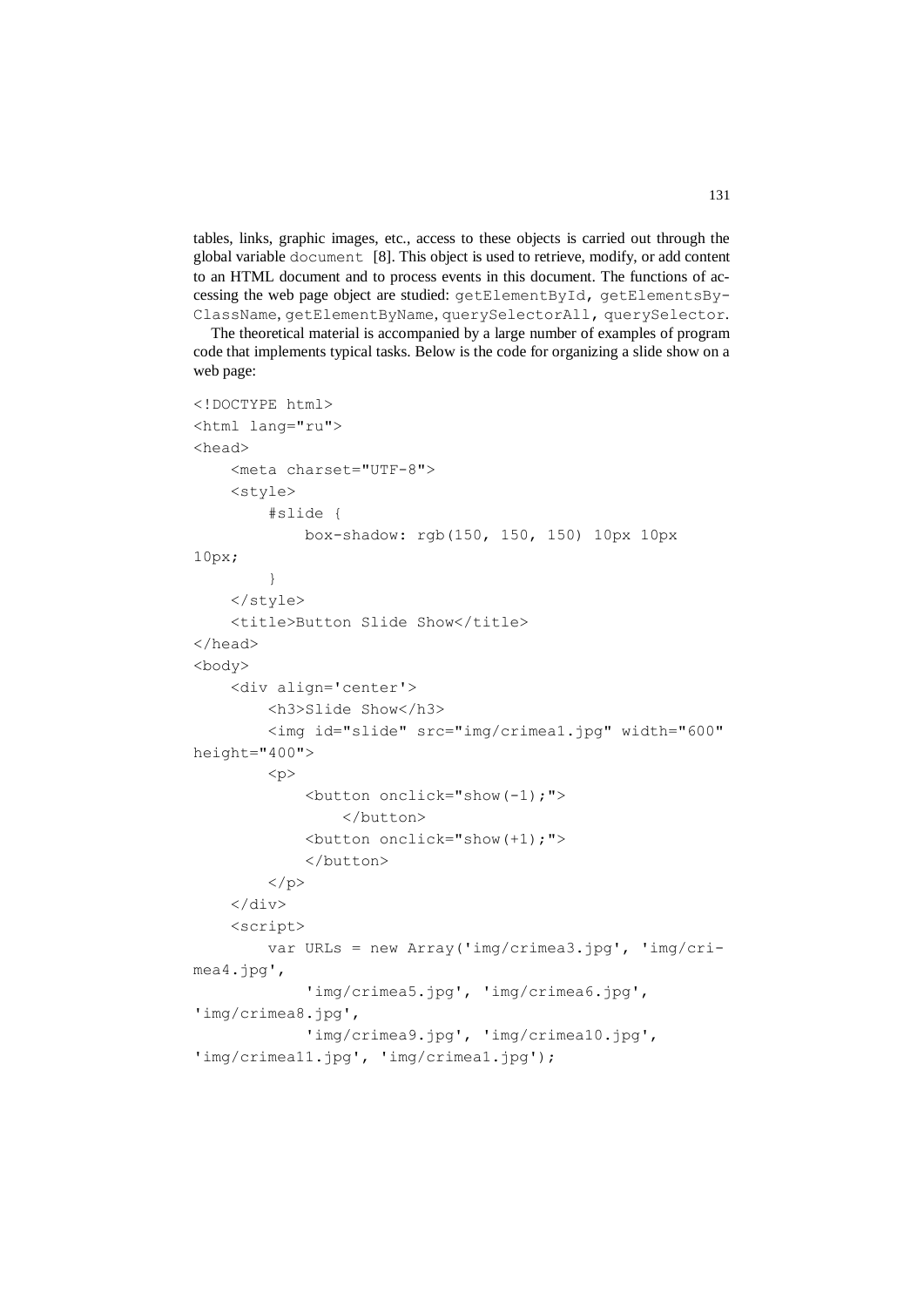tables, links, graphic images, etc., access to these objects is carried out through the global variable `document` [8]. This object is used to retrieve, modify, or add content to an HTML document and to process events in this document. The functions of accessing the web page object are studied: `getElementById`, `getElementsByClassName`, `getElementByName`, `querySelectorAll`, `querySelector`.

The theoretical material is accompanied by a large number of examples of program code that implements typical tasks. Below is the code for organizing a slide show on a web page:

```
<!DOCTYPE html>
<html lang="ru">
<head>
    <meta charset="UTF-8">
    <style>
        #slide {
            box-shadow: rgb(150, 150, 150) 10px 10px
10px;
        }
    </style>
    <title>Button Slide Show</title>
</head>
<body>
    <div align='center'>
        <h3>Slide Show</h3>
        <img id="slide" src="img/crimea1.jpg" width="600"
height="400">
        <p>
            <button onclick="show(-1);">
                </button>
            <button onclick="show(+1);">
            </button>
        </p>
    </div>
    <script>
        var URLs = new Array('img/crimea3.jpg', 'img/cri-
mea4.jpg',
            'img/crimea5.jpg', 'img/crimea6.jpg',
'img/crimea8.jpg',
            'img/crimea9.jpg', 'img/crimea10.jpg',
'img/crimea11.jpg', 'img/crimea1.jpg');
```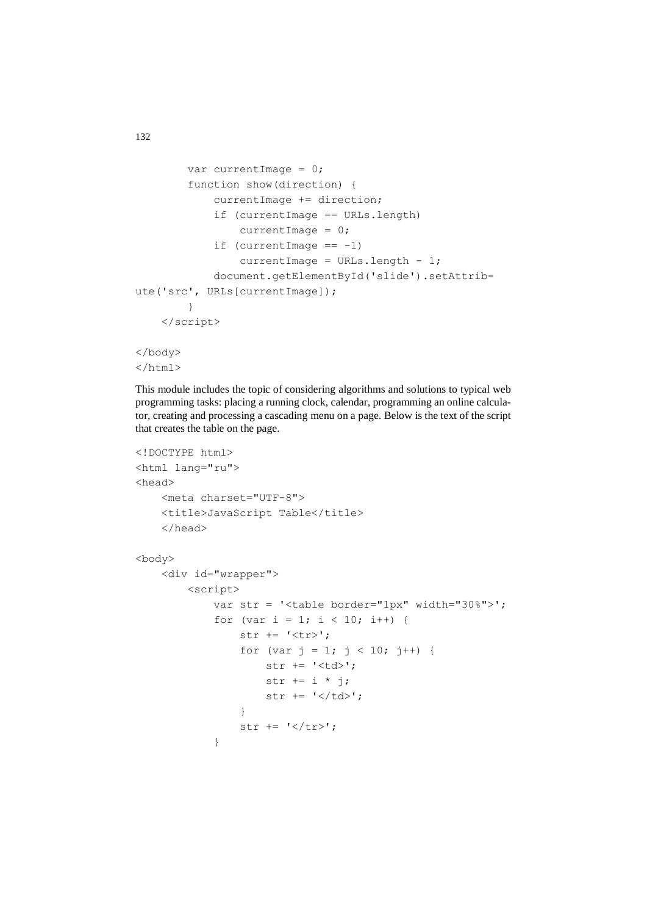```
        var currentImage = 0;
        function show(direction) {
            currentImage += direction;
            if (currentImage == URLs.length)
                currentImage = 0;
            if (currentImage == -1)
                currentImage = URLs.length - 1;
            document.getElementById('slide').setAttrib-
ute('src', URLs[currentImage]);
        }
    </script>

</body>
</html>
```

This module includes the topic of considering algorithms and solutions to typical web programming tasks: placing a running clock, calendar, programming an online calculator, creating and processing a cascading menu on a page. Below is the text of the script that creates the table on the page.

```
<!DOCTYPE html>
<html lang="ru">
<head>
    <meta charset="UTF-8">
    <title>JavaScript Table</title>
    </head>

<body>
    <div id="wrapper">
        <script>
            var str = '<table border="1px" width="30%">';
            for (var i = 1; i < 10; i++) {
                str += '<tr>';
                for (var j = 1; j < 10; j++) {
                    str += '<td>';
                    str += i * j;
                    str += '</td>';
                }
                str += '</tr>';
            }
```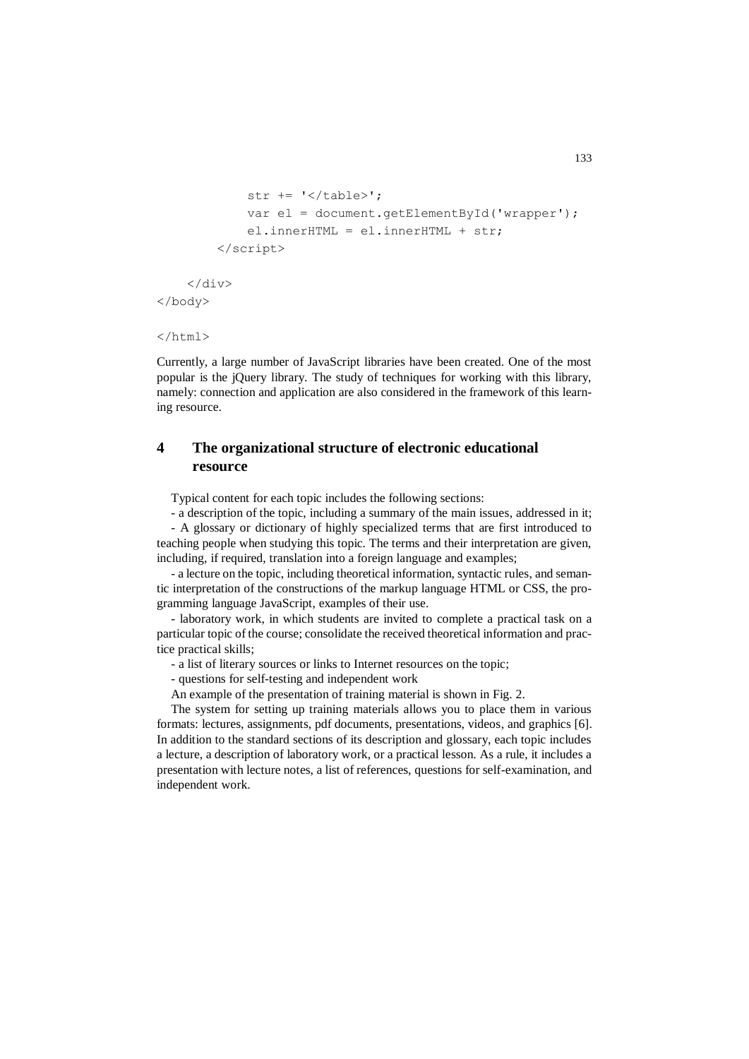```
            str += '</table>';
            var el = document.getElementById('wrapper');
            el.innerHTML = el.innerHTML + str;
        </script>

    </div>
</body>

</html>
```

Currently, a large number of JavaScript libraries have been created. One of the most popular is the jQuery library. The study of techniques for working with this library, namely: connection and application are also considered in the framework of this learning resource.

## 4 The organizational structure of electronic educational resource

Typical content for each topic includes the following sections:

- a description of the topic, including a summary of the main issues, addressed in it;
- A glossary or dictionary of highly specialized terms that are first introduced to teaching people when studying this topic. The terms and their interpretation are given, including, if required, translation into a foreign language and examples;
- a lecture on the topic, including theoretical information, syntactic rules, and semantic interpretation of the constructions of the markup language HTML or CSS, the programming language JavaScript, examples of their use.
- laboratory work, in which students are invited to complete a practical task on a particular topic of the course; consolidate the received theoretical information and practice practical skills;
- a list of literary sources or links to Internet resources on the topic;
- questions for self-testing and independent work

An example of the presentation of training material is shown in Fig. 2.

The system for setting up training materials allows you to place them in various formats: lectures, assignments, pdf documents, presentations, videos, and graphics [6]. In addition to the standard sections of its description and glossary, each topic includes a lecture, a description of laboratory work, or a practical lesson. As a rule, it includes a presentation with lecture notes, a list of references, questions for self-examination, and independent work.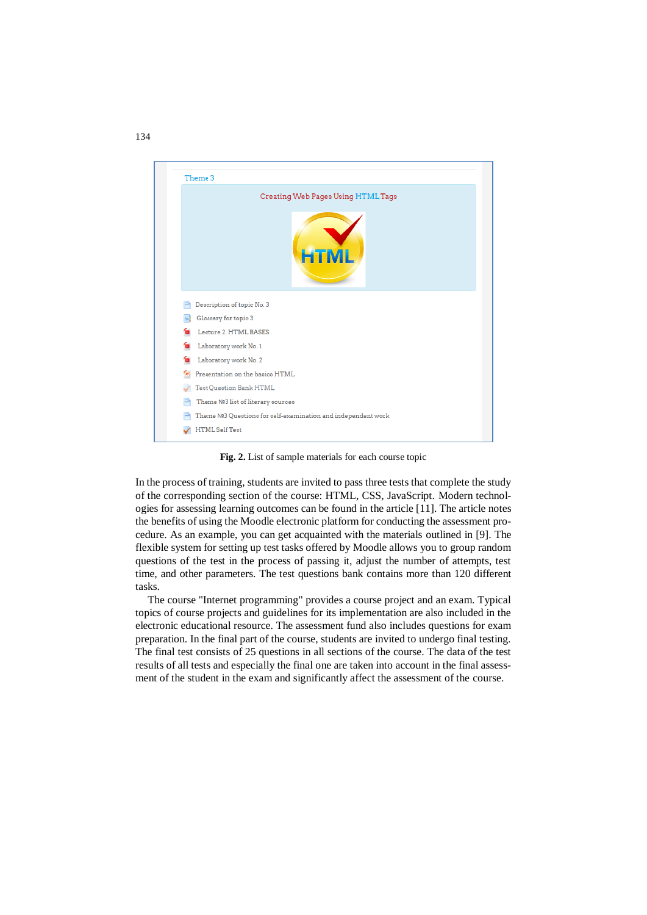**Fig. 2.** List of sample materials for each course topic

In the process of training, students are invited to pass three tests that complete the study of the corresponding section of the course: HTML, CSS, JavaScript. Modern technologies for assessing learning outcomes can be found in the article [11]. The article notes the benefits of using the Moodle electronic platform for conducting the assessment procedure. As an example, you can get acquainted with the materials outlined in [9]. The flexible system for setting up test tasks offered by Moodle allows you to group random questions of the test in the process of passing it, adjust the number of attempts, test time, and other parameters. The test questions bank contains more than 120 different tasks.

The course "Internet programming" provides a course project and an exam. Typical topics of course projects and guidelines for its implementation are also included in the electronic educational resource. The assessment fund also includes questions for exam preparation. In the final part of the course, students are invited to undergo final testing. The final test consists of 25 questions in all sections of the course. The data of the test results of all tests and especially the final one are taken into account in the final assessment of the student in the exam and significantly affect the assessment of the course.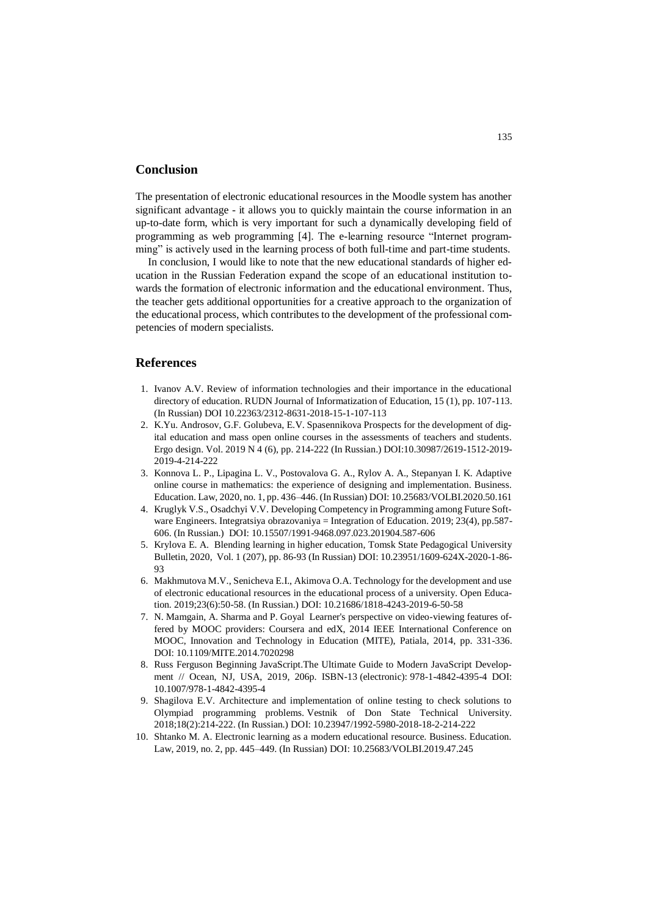## Conclusion

The presentation of electronic educational resources in the Moodle system has another significant advantage - it allows you to quickly maintain the course information in an up-to-date form, which is very important for such a dynamically developing field of programming as web programming [4]. The e-learning resource "Internet programming" is actively used in the learning process of both full-time and part-time students.

In conclusion, I would like to note that the new educational standards of higher education in the Russian Federation expand the scope of an educational institution towards the formation of electronic information and the educational environment. Thus, the teacher gets additional opportunities for a creative approach to the organization of the educational process, which contributes to the development of the professional competencies of modern specialists.

## References

1. Ivanov A.V. Review of information technologies and their importance in the educational directory of education. RUDN Journal of Informatization of Education, 15 (1), pp. 107-113. (In Russian) DOI 10.22363/2312-8631-2018-15-1-107-113
2. K.Yu. Androsov, G.F. Golubeva, E.V. Spasennikova Prospects for the development of digital education and mass open online courses in the assessments of teachers and students. Ergo design. Vol. 2019 N 4 (6), pp. 214-222 (In Russian.) DOI:10.30987/2619-1512-2019-2019-4-214-222
3. Konnova L. P., Lipagina L. V., Postovalova G. A., Rylov A. A., Stepanyan I. K. Adaptive online course in mathematics: the experience of designing and implementation. Business. Education. Law, 2020, no. 1, pp. 436–446. (In Russian) DOI: 10.25683/VOLBI.2020.50.161
4. Kruglyk V.S., Osadchyi V.V. Developing Competency in Programming among Future Software Engineers. Integratsiya obrazovaniya = Integration of Education. 2019; 23(4), pp.587-606. (In Russian.) DOI: 10.15507/1991-9468.097.023.201904.587-606
5. Krylova E. A. Blending learning in higher education, Tomsk State Pedagogical University Bulletin, 2020, Vol. 1 (207), pp. 86-93 (In Russian) DOI: 10.23951/1609-624X-2020-1-86-93
6. Makhmutova M.V., Senicheva E.I., Akimova O.A. Technology for the development and use of electronic educational resources in the educational process of a university. Open Education. 2019;23(6):50-58. (In Russian.) DOI: 10.21686/1818-4243-2019-6-50-58
7. N. Mamgain, A. Sharma and P. Goyal Learner's perspective on video-viewing features offered by MOOC providers: Coursera and edX, 2014 IEEE International Conference on MOOC, Innovation and Technology in Education (MITE), Patiala, 2014, pp. 331-336. DOI: 10.1109/MITE.2014.7020298
8. Russ Ferguson Beginning JavaScript.The Ultimate Guide to Modern JavaScript Development // Ocean, NJ, USA, 2019, 206p. ISBN-13 (electronic): 978-1-4842-4395-4 DOI: 10.1007/978-1-4842-4395-4
9. Shagilova E.V. Architecture and implementation of online testing to check solutions to Olympiad programming problems. Vestnik of Don State Technical University. 2018;18(2):214-222. (In Russian.) DOI: 10.23947/1992-5980-2018-18-2-214-222
10. Shtanko M. A. Electronic learning as a modern educational resource. Business. Education. Law, 2019, no. 2, pp. 445–449. (In Russian) DOI: 10.25683/VOLBI.2019.47.245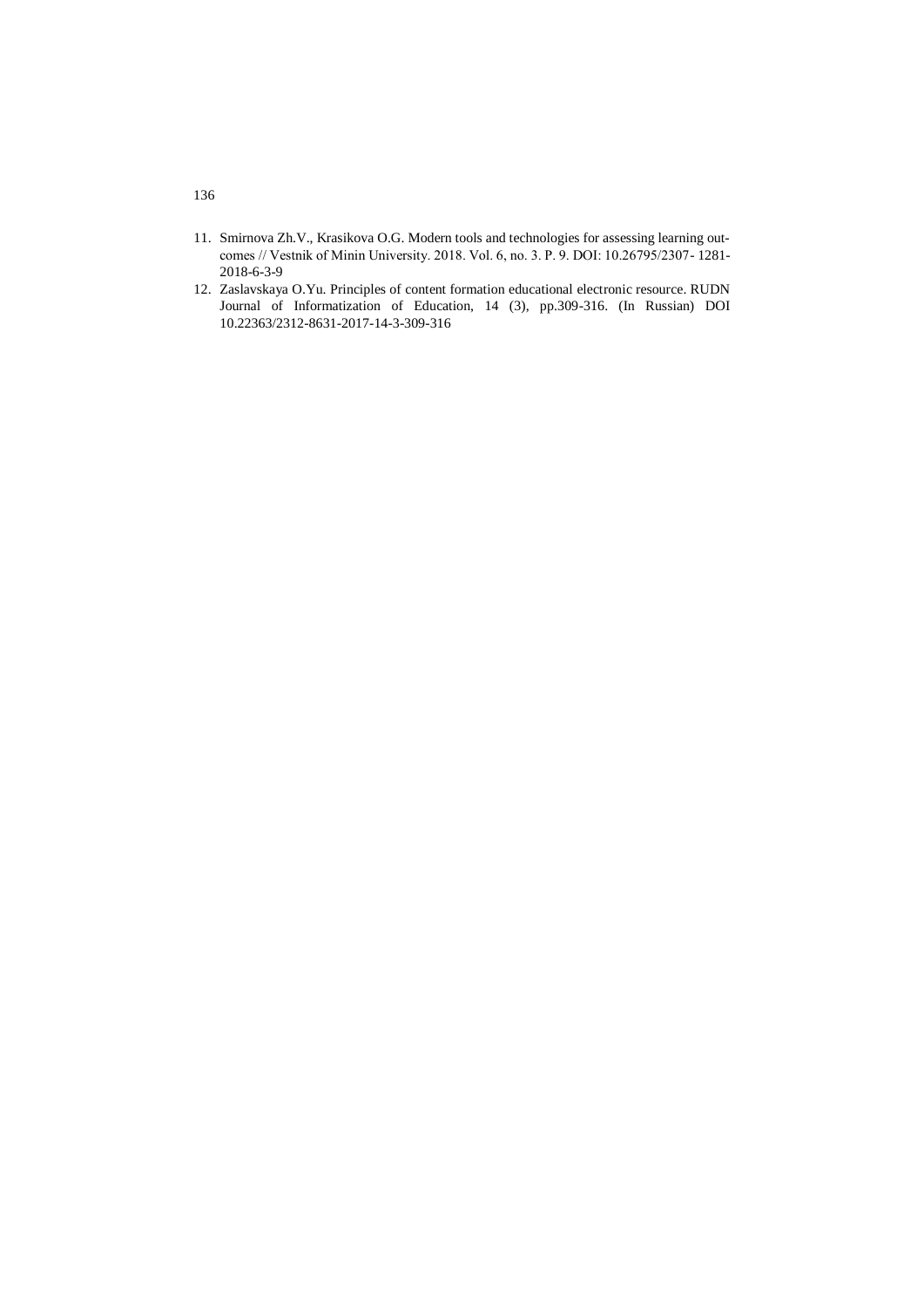11. Smirnova Zh.V., Krasikova O.G. Modern tools and technologies for assessing learning outcomes // Vestnik of Minin University. 2018. Vol. 6, no. 3. P. 9. DOI: 10.26795/2307- 1281-2018-6-3-9
12. Zaslavskaya O.Yu. Principles of content formation educational electronic resource. RUDN Journal of Informatization of Education, 14 (3), pp.309-316. (In Russian) DOI 10.22363/2312-8631-2017-14-3-309-316